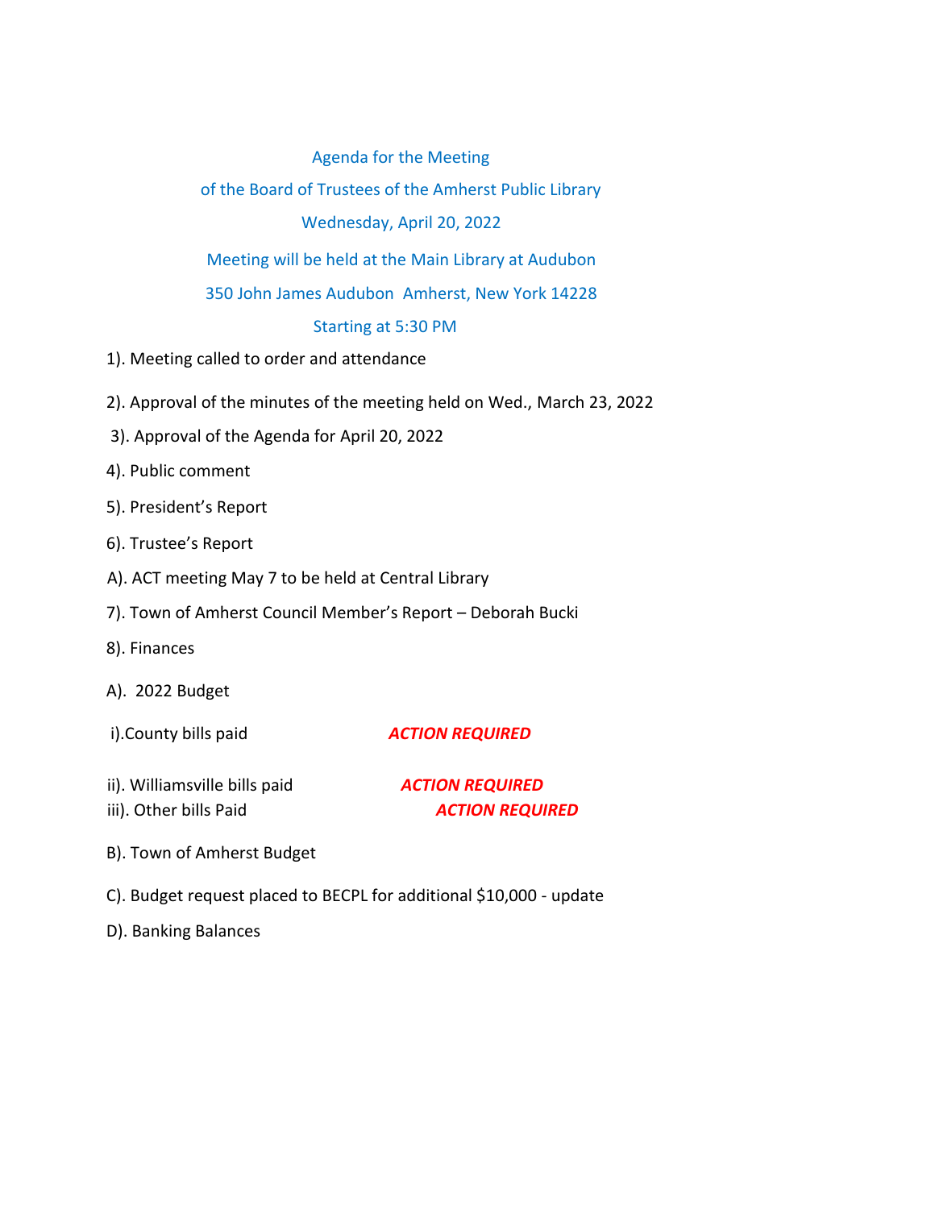# Agenda for the Meeting

## of the Board of Trustees of the Amherst Public Library

### Wednesday, April 20, 2022

Meeting will be held at the Main Library at Audubon

350 John James Audubon Amherst, New York 14228

Starting at 5:30 PM

1). Meeting called to order and attendance

2). Approval of the minutes of the meeting held on Wed., March 23, 2022

3). Approval of the Agenda for April 20, 2022

4). Public comment

5). President's Report

6). Trustee's Report

A). ACT meeting May 7 to be held at Central Library

7). Town of Amherst Council Member's Report – Deborah Bucki

8). Finances

A). 2022 Budget

i).County bills paid ***ACTION REQUIRED***

ii). Williamsville bills paid ***ACTION REQUIRED***

iii). Other bills Paid ***ACTION REQUIRED***

B). Town of Amherst Budget

C). Budget request placed to BECPL for additional $10,000 - update

D). Banking Balances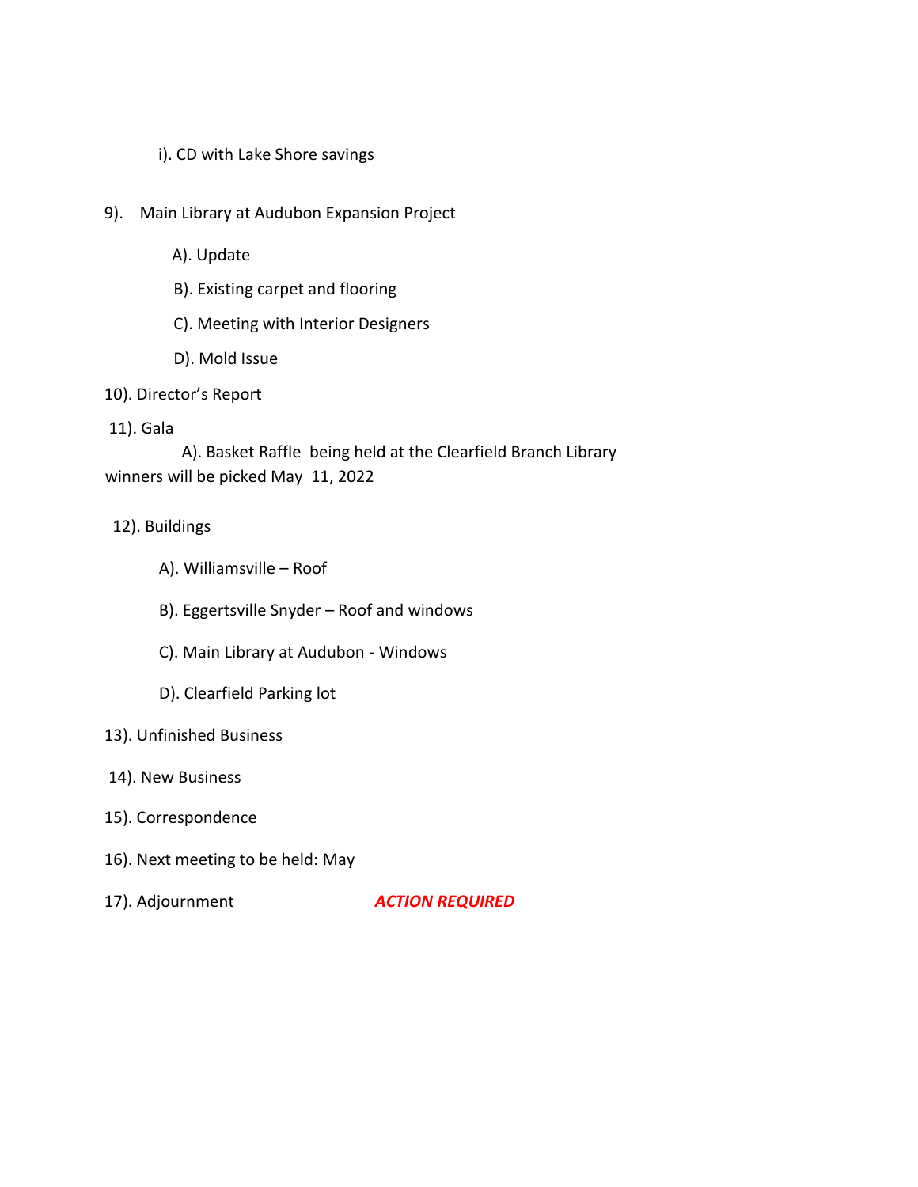i). CD with Lake Shore savings

9). Main Library at Audubon Expansion Project

A). Update

B). Existing carpet and flooring

C). Meeting with Interior Designers

D). Mold Issue

10). Director's Report

11). Gala

A). Basket Raffle being held at the Clearfield Branch Library winners will be picked May 11, 2022

12). Buildings

A). Williamsville – Roof

B). Eggertsville Snyder – Roof and windows

C). Main Library at Audubon - Windows

D). Clearfield Parking lot

13). Unfinished Business

14). New Business

15). Correspondence

16). Next meeting to be held: May

17). Adjournment ***ACTION REQUIRED***